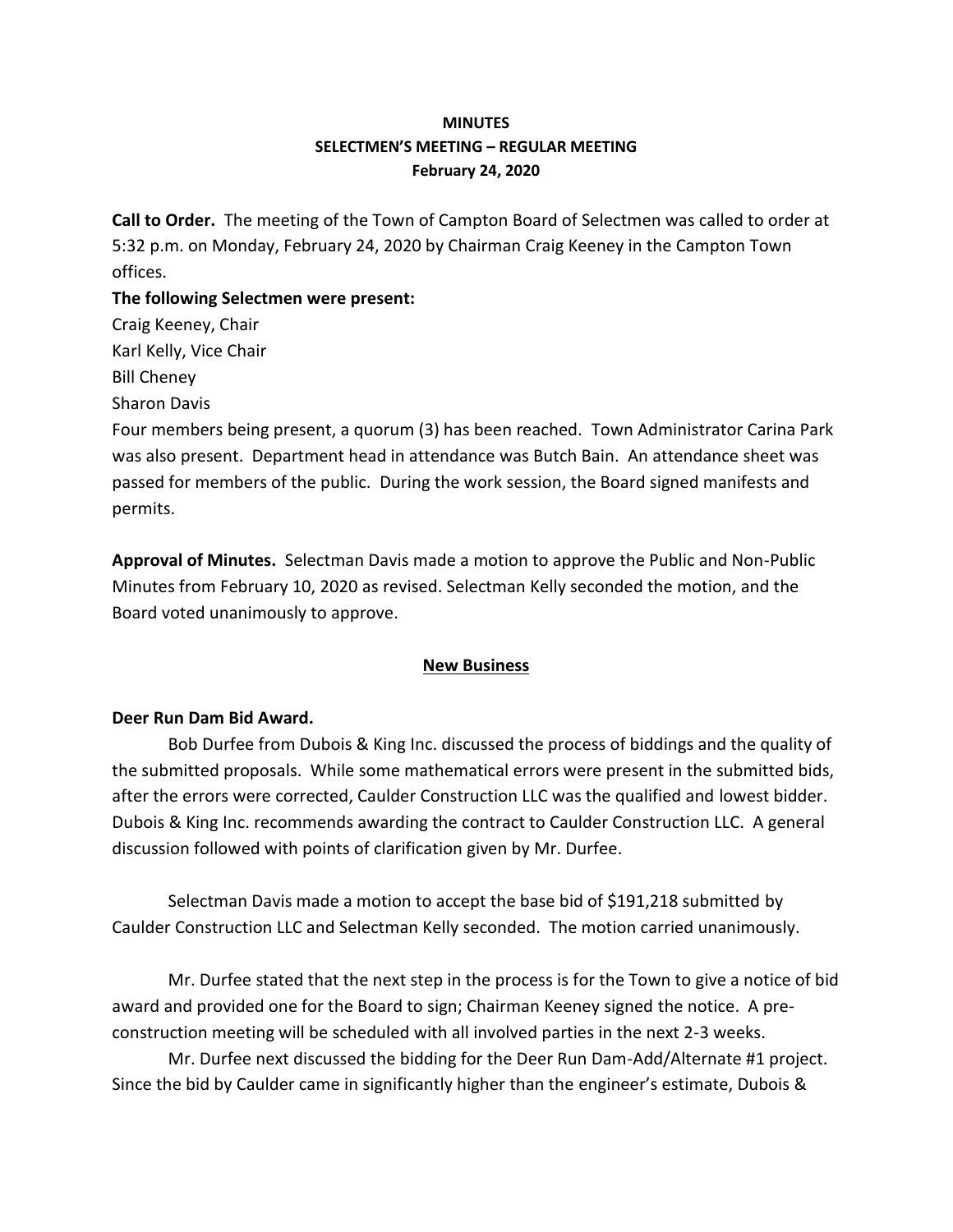**MINUTES**
**SELECTMEN'S MEETING – REGULAR MEETING**
**February 24, 2020**

**Call to Order.** The meeting of the Town of Campton Board of Selectmen was called to order at 5:32 p.m. on Monday, February 24, 2020 by Chairman Craig Keeney in the Campton Town offices.

**The following Selectmen were present:**

Craig Keeney, Chair
Karl Kelly, Vice Chair
Bill Cheney
Sharon Davis

Four members being present, a quorum (3) has been reached. Town Administrator Carina Park was also present. Department head in attendance was Butch Bain. An attendance sheet was passed for members of the public. During the work session, the Board signed manifests and permits.

**Approval of Minutes.** Selectman Davis made a motion to approve the Public and Non-Public Minutes from February 10, 2020 as revised. Selectman Kelly seconded the motion, and the Board voted unanimously to approve.

## New Business

**Deer Run Dam Bid Award.**

Bob Durfee from Dubois & King Inc. discussed the process of biddings and the quality of the submitted proposals. While some mathematical errors were present in the submitted bids, after the errors were corrected, Caulder Construction LLC was the qualified and lowest bidder. Dubois & King Inc. recommends awarding the contract to Caulder Construction LLC. A general discussion followed with points of clarification given by Mr. Durfee.

Selectman Davis made a motion to accept the base bid of $191,218 submitted by Caulder Construction LLC and Selectman Kelly seconded. The motion carried unanimously.

Mr. Durfee stated that the next step in the process is for the Town to give a notice of bid award and provided one for the Board to sign; Chairman Keeney signed the notice. A pre-construction meeting will be scheduled with all involved parties in the next 2-3 weeks.

Mr. Durfee next discussed the bidding for the Deer Run Dam-Add/Alternate #1 project. Since the bid by Caulder came in significantly higher than the engineer's estimate, Dubois &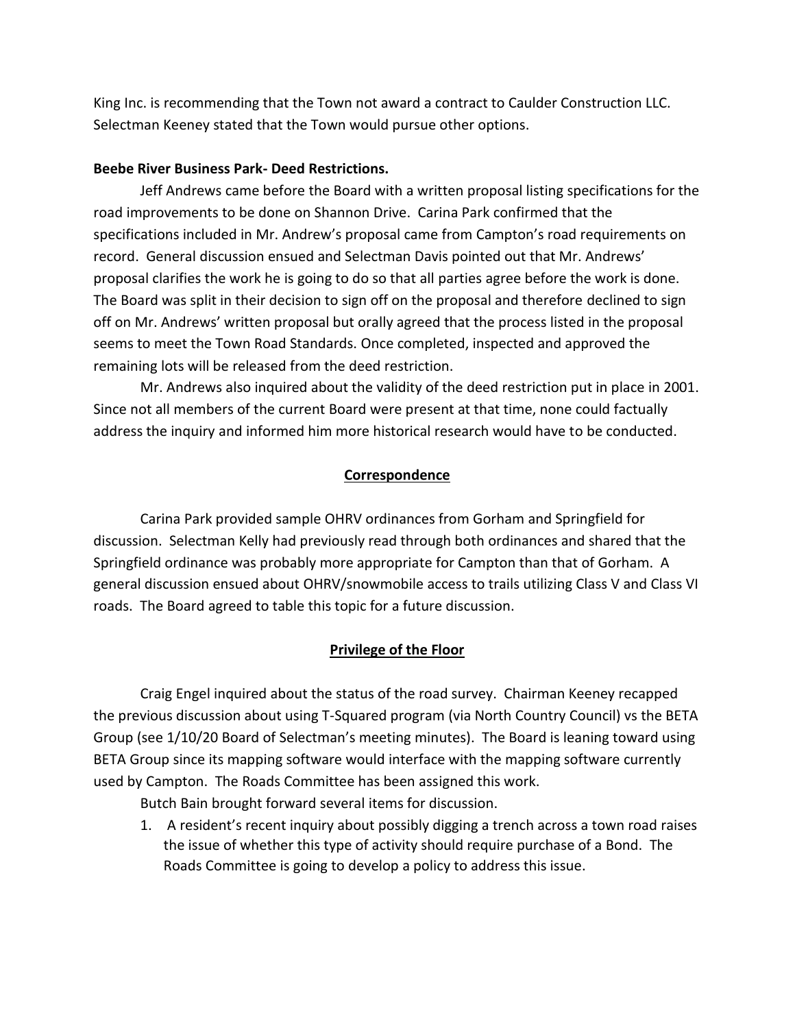King Inc. is recommending that the Town not award a contract to Caulder Construction LLC. Selectman Keeney stated that the Town would pursue other options.

**Beebe River Business Park- Deed Restrictions.**

Jeff Andrews came before the Board with a written proposal listing specifications for the road improvements to be done on Shannon Drive. Carina Park confirmed that the specifications included in Mr. Andrew's proposal came from Campton's road requirements on record. General discussion ensued and Selectman Davis pointed out that Mr. Andrews' proposal clarifies the work he is going to do so that all parties agree before the work is done. The Board was split in their decision to sign off on the proposal and therefore declined to sign off on Mr. Andrews' written proposal but orally agreed that the process listed in the proposal seems to meet the Town Road Standards. Once completed, inspected and approved the remaining lots will be released from the deed restriction.

Mr. Andrews also inquired about the validity of the deed restriction put in place in 2001. Since not all members of the current Board were present at that time, none could factually address the inquiry and informed him more historical research would have to be conducted.

## Correspondence

Carina Park provided sample OHRV ordinances from Gorham and Springfield for discussion. Selectman Kelly had previously read through both ordinances and shared that the Springfield ordinance was probably more appropriate for Campton than that of Gorham. A general discussion ensued about OHRV/snowmobile access to trails utilizing Class V and Class VI roads. The Board agreed to table this topic for a future discussion.

## Privilege of the Floor

Craig Engel inquired about the status of the road survey. Chairman Keeney recapped the previous discussion about using T-Squared program (via North Country Council) vs the BETA Group (see 1/10/20 Board of Selectman's meeting minutes). The Board is leaning toward using BETA Group since its mapping software would interface with the mapping software currently used by Campton. The Roads Committee has been assigned this work.

Butch Bain brought forward several items for discussion.

1. A resident's recent inquiry about possibly digging a trench across a town road raises the issue of whether this type of activity should require purchase of a Bond. The Roads Committee is going to develop a policy to address this issue.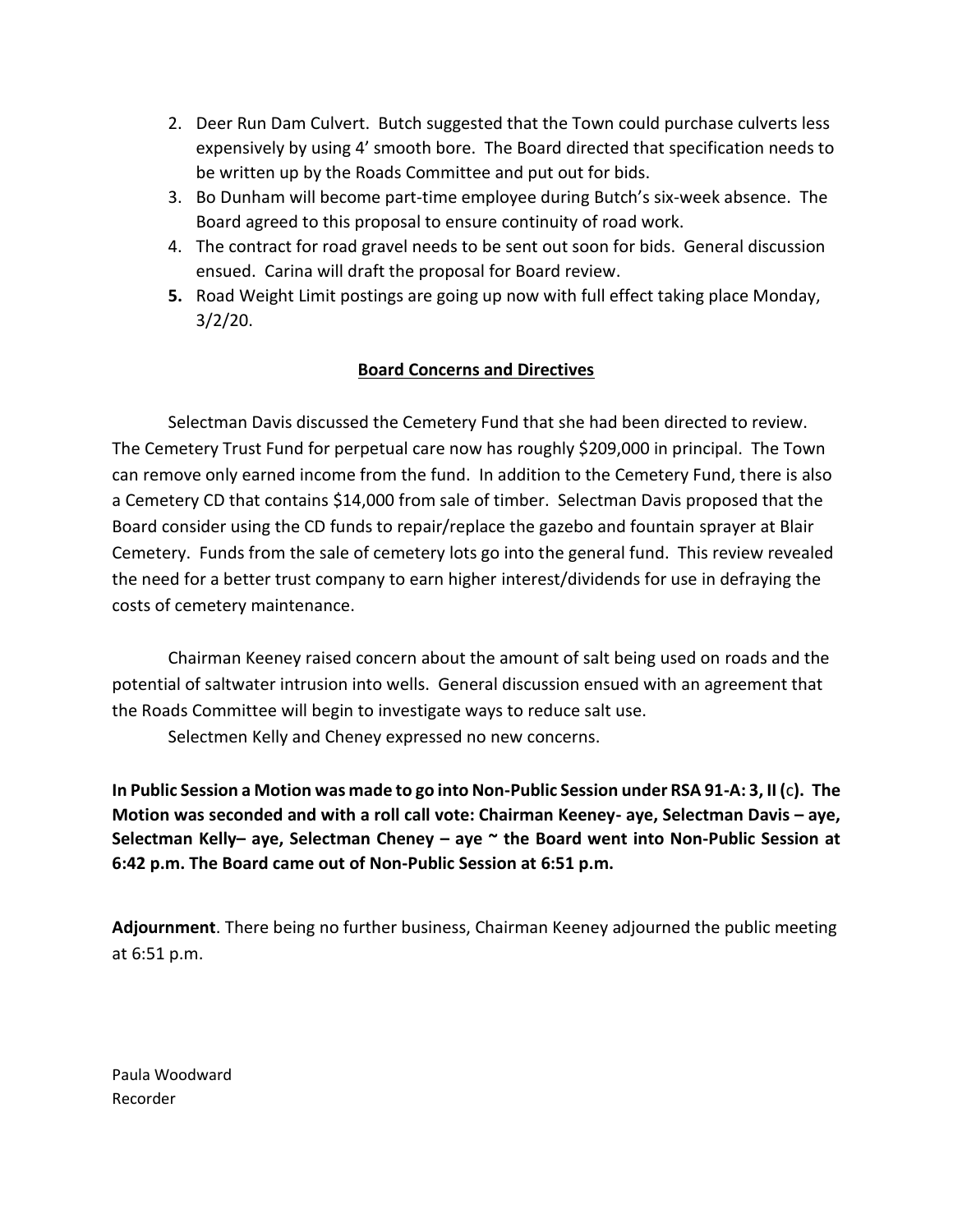2. Deer Run Dam Culvert. Butch suggested that the Town could purchase culverts less expensively by using 4' smooth bore. The Board directed that specification needs to be written up by the Roads Committee and put out for bids.
3. Bo Dunham will become part-time employee during Butch's six-week absence. The Board agreed to this proposal to ensure continuity of road work.
4. The contract for road gravel needs to be sent out soon for bids. General discussion ensued. Carina will draft the proposal for Board review.
5. Road Weight Limit postings are going up now with full effect taking place Monday, 3/2/20.

## Board Concerns and Directives

Selectman Davis discussed the Cemetery Fund that she had been directed to review. The Cemetery Trust Fund for perpetual care now has roughly $209,000 in principal. The Town can remove only earned income from the fund. In addition to the Cemetery Fund, there is also a Cemetery CD that contains $14,000 from sale of timber. Selectman Davis proposed that the Board consider using the CD funds to repair/replace the gazebo and fountain sprayer at Blair Cemetery. Funds from the sale of cemetery lots go into the general fund. This review revealed the need for a better trust company to earn higher interest/dividends for use in defraying the costs of cemetery maintenance.

Chairman Keeney raised concern about the amount of salt being used on roads and the potential of saltwater intrusion into wells. General discussion ensued with an agreement that the Roads Committee will begin to investigate ways to reduce salt use.

Selectmen Kelly and Cheney expressed no new concerns.

**In Public Session a Motion was made to go into Non-Public Session under RSA 91-A: 3, II (c). The Motion was seconded and with a roll call vote: Chairman Keeney- aye, Selectman Davis – aye, Selectman Kelly– aye, Selectman Cheney – aye ~ the Board went into Non-Public Session at 6:42 p.m. The Board came out of Non-Public Session at 6:51 p.m.**

**Adjournment**. There being no further business, Chairman Keeney adjourned the public meeting at 6:51 p.m.

Paula Woodward
Recorder